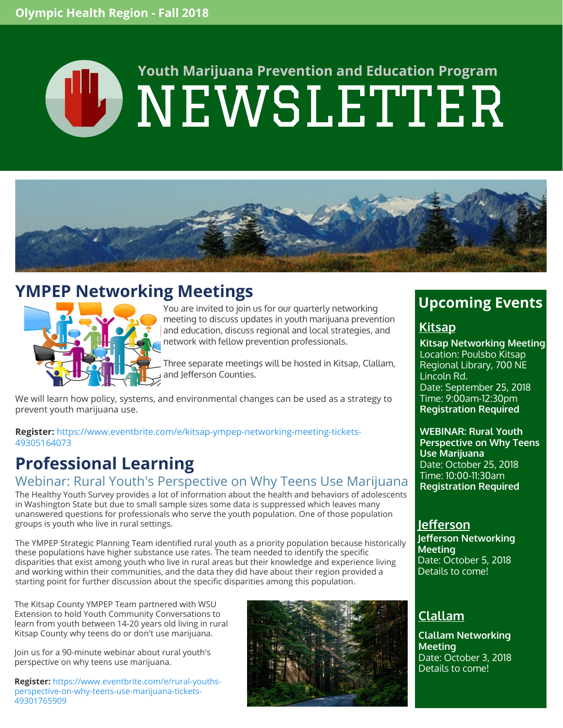Olympic Health Region - Fall 2018

# Youth Marijuana Prevention and Education Program NEWSLETTER

## YMPEP Networking Meetings

You are invited to join us for our quarterly networking meeting to discuss updates in youth marijuana prevention and education, discuss regional and local strategies, and network with fellow prevention professionals.

Three separate meetings will be hosted in Kitsap, Clallam, and Jefferson Counties.

We will learn how policy, systems, and environmental changes can be used as a strategy to prevent youth marijuana use.

**Register:** https://www.eventbrite.com/e/kitsap-ympep-networking-meeting-tickets-49305164073

## Professional Learning

### Webinar: Rural Youth's Perspective on Why Teens Use Marijuana

The Healthy Youth Survey provides a lot of information about the health and behaviors of adolescents in Washington State but due to small sample sizes some data is suppressed which leaves many unanswered questions for professionals who serve the youth population. One of those population groups is youth who live in rural settings.

The YMPEP Strategic Planning Team identified rural youth as a priority population because historically these populations have higher substance use rates. The team needed to identify the specific disparities that exist among youth who live in rural areas but their knowledge and experience living and working within their communities, and the data they did have about their region provided a starting point for further discussion about the specific disparities among this population.

The Kitsap County YMPEP Team partnered with WSU Extension to hold Youth Community Conversations to learn from youth between 14-20 years old living in rural Kitsap County why teens do or don't use marijuana.

Join us for a 90-minute webinar about rural youth's perspective on why teens use marijuana.

**Register:** https://www.eventbrite.com/e/rural-youths-perspective-on-why-teens-use-marijuana-tickets-49301765909

## Upcoming Events

### Kitsap

**Kitsap Networking Meeting**
Location: Poulsbo Kitsap Regional Library, 700 NE Lincoln Rd.
Date: September 25, 2018
Time: 9:00am-12:30pm
**Registration Required**

**WEBINAR: Rural Youth Perspective on Why Teens Use Marijuana**
Date: October 25, 2018
Time: 10:00-11:30am
**Registration Required**

### Jefferson

**Jefferson Networking Meeting**
Date: October 5, 2018
Details to come!

### Clallam

**Clallam Networking Meeting**
Date: October 3, 2018
Details to come!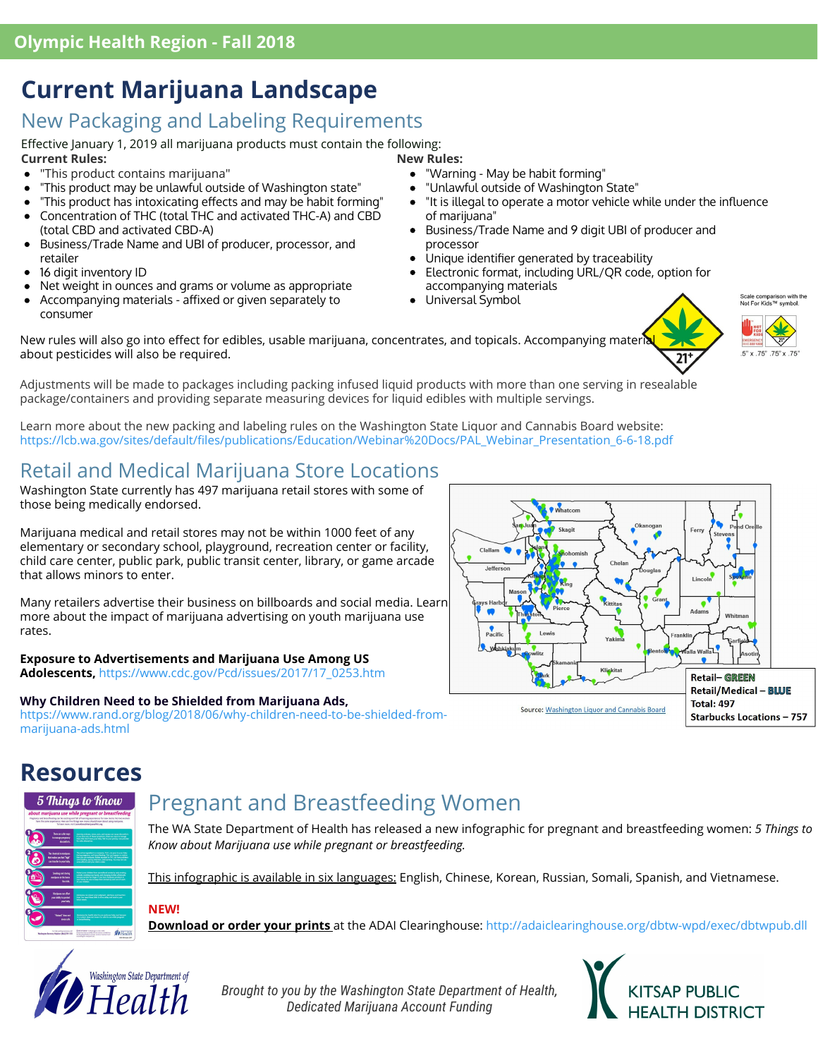## Olympic Health Region - Fall 2018

# Current Marijuana Landscape

## New Packaging and Labeling Requirements

Effective January 1, 2019 all marijuana products must contain the following:

**Current Rules:**

- "This product contains marijuana"
- "This product may be unlawful outside of Washington state"
- "This product has intoxicating effects and may be habit forming"
- Concentration of THC (total THC and activated THC-A) and CBD (total CBD and activated CBD-A)
- Business/Trade Name and UBI of producer, processor, and retailer
- 16 digit inventory ID
- Net weight in ounces and grams or volume as appropriate
- Accompanying materials - affixed or given separately to consumer

**New Rules:**

- "Warning - May be habit forming"
- "Unlawful outside of Washington State"
- "It is illegal to operate a motor vehicle while under the influence of marijuana"
- Business/Trade Name and 9 digit UBI of producer and processor
- Unique identifier generated by traceability
- Electronic format, including URL/QR code, option for accompanying materials
- Universal Symbol

Scale comparison with the Not For Kids™ symbol.

.5" x .75" .75" x .75"

New rules will also go into effect for edibles, usable marijuana, concentrates, and topicals. Accompanying material about pesticides will also be required.

Adjustments will be made to packages including packing infused liquid products with more than one serving in resealable package/containers and providing separate measuring devices for liquid edibles with multiple servings.

Learn more about the new packing and labeling rules on the Washington State Liquor and Cannabis Board website: https://lcb.wa.gov/sites/default/files/publications/Education/Webinar%20Docs/PAL_Webinar_Presentation_6-6-18.pdf

## Retail and Medical Marijuana Store Locations

Washington State currently has 497 marijuana retail stores with some of those being medically endorsed.

Marijuana medical and retail stores may not be within 1000 feet of any elementary or secondary school, playground, recreation center or facility, child care center, public park, public transit center, library, or game arcade that allows minors to enter.

Many retailers advertise their business on billboards and social media. Learn more about the impact of marijuana advertising on youth marijuana use rates.

**Exposure to Advertisements and Marijuana Use Among US Adolescents,** https://www.cdc.gov/Pcd/issues/2017/17_0253.htm

**Why Children Need to be Shielded from Marijuana Ads,** https://www.rand.org/blog/2018/06/why-children-need-to-be-shielded-from-marijuana-ads.html

Retail– GREEN
Retail/Medical – BLUE
Total: 497
Starbucks Locations – 757

Source: Washington Liquor and Cannabis Board

# Resources

## Pregnant and Breastfeeding Women

The WA State Department of Health has released a new infographic for pregnant and breastfeeding women: *5 Things to Know about Marijuana use while pregnant or breastfeeding.*

This infographic is available in six languages: English, Chinese, Korean, Russian, Somali, Spanish, and Vietnamese.

**NEW!**

**Download or order your prints** at the ADAI Clearinghouse: http://adaiclearinghouse.org/dbtw-wpd/exec/dbtwpub.dll

*Brought to you by the Washington State Department of Health, Dedicated Marijuana Account Funding*